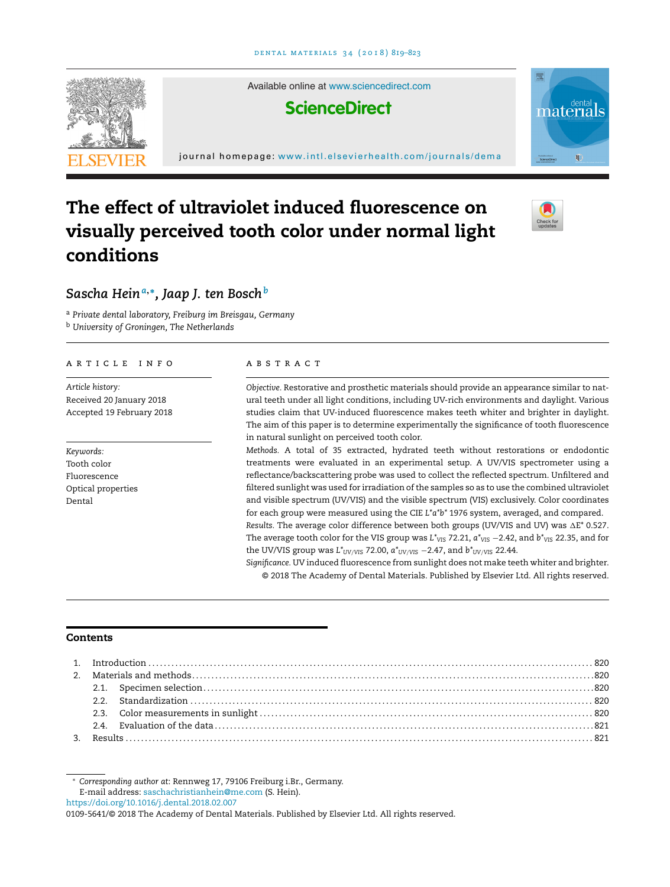Available online at www.sciencedirect.com

**ScienceDirect**

journal homepage: www.intl.elsevierhealth.com/journals/dema

# The effect of ultraviolet induced fluorescence on visually perceived tooth color under normal light conditions

*Sascha Hein*[a,*], *Jaap J. ten Bosch*[b]

[a] *Private dental laboratory, Freiburg im Breisgau, Germany*
[b] *University of Groningen, The Netherlands*

**ARTICLE INFO**

*Article history:*
Received 20 January 2018
Accepted 19 February 2018

*Keywords:*
Tooth color
Fluorescence
Optical properties
Dental

**ABSTRACT**

*Objective.* Restorative and prosthetic materials should provide an appearance similar to natural teeth under all light conditions, including UV-rich environments and daylight. Various studies claim that UV-induced fluorescence makes teeth whiter and brighter in daylight. The aim of this paper is to determine experimentally the significance of tooth fluorescence in natural sunlight on perceived tooth color.

*Methods.* A total of 35 extracted, hydrated teeth without restorations or endodontic treatments were evaluated in an experimental setup. A UV/VIS spectrometer using a reflectance/backscattering probe was used to collect the reflected spectrum. Unfiltered and filtered sunlight was used for irradiation of the samples so as to use the combined ultraviolet and visible spectrum (UV/VIS) and the visible spectrum (VIS) exclusively. Color coordinates for each group were measured using the CIE $L^*a^*b^*$ 1976 system, averaged, and compared.

*Results.* The average color difference between both groups (UV/VIS and UV) was $\Delta E^*$ 0.527. The average tooth color for the VIS group was $L^*_{VIS}$ 72.21, $a^*_{VIS}$ −2.42, and $b^*_{VIS}$ 22.35, and for the UV/VIS group was $L^*_{UV/VIS}$ 72.00, $a^*_{UV/VIS}$ −2.47, and $b^*_{UV/VIS}$ 22.44.

*Significance.* UV induced fluorescence from sunlight does not make teeth whiter and brighter.

© 2018 The Academy of Dental Materials. Published by Elsevier Ltd. All rights reserved.

## Contents

1. Introduction ........ 820
2. Materials and methods ........ 820
   - 2.1. Specimen selection ........ 820
   - 2.2. Standardization ........ 820
   - 2.3. Color measurements in sunlight ........ 820
   - 2.4. Evaluation of the data ........ 821
3. Results ........ 821

---

* *Corresponding author at:* Rennweg 17, 79106 Freiburg i.Br., Germany.
E-mail address: saschachristianhein@me.com (S. Hein).

https://doi.org/10.1016/j.dental.2018.02.007
0109-5641/© 2018 The Academy of Dental Materials. Published by Elsevier Ltd. All rights reserved.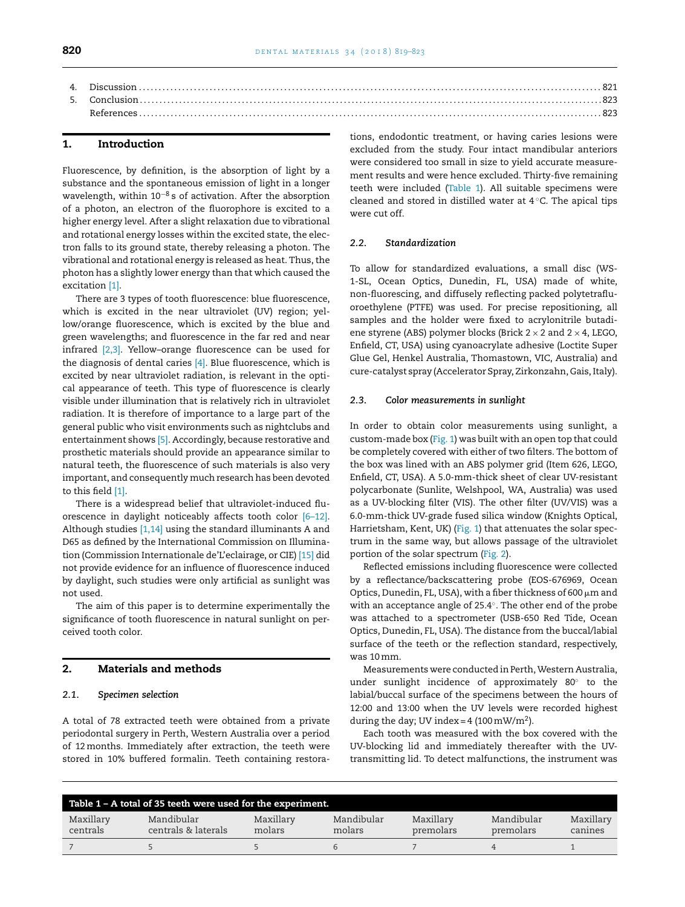4. Discussion ........................................................................................................................ 821
5. Conclusion ........................................................................................................................ 823
References ........................................................................................................................ 823

## 1. Introduction

Fluorescence, by definition, is the absorption of light by a substance and the spontaneous emission of light in a longer wavelength, within $10^{-8}$ s of activation. After the absorption of a photon, an electron of the fluorophore is excited to a higher energy level. After a slight relaxation due to vibrational and rotational energy losses within the excited state, the electron falls to its ground state, thereby releasing a photon. The vibrational and rotational energy is released as heat. Thus, the photon has a slightly lower energy than that which caused the excitation [1].

There are 3 types of tooth fluorescence: blue fluorescence, which is excited in the near ultraviolet (UV) region; yellow/orange fluorescence, which is excited by the blue and green wavelengths; and fluorescence in the far red and near infrared [2,3]. Yellow–orange fluorescence can be used for the diagnosis of dental caries [4]. Blue fluorescence, which is excited by near ultraviolet radiation, is relevant in the optical appearance of teeth. This type of fluorescence is clearly visible under illumination that is relatively rich in ultraviolet radiation. It is therefore of importance to a large part of the general public who visit environments such as nightclubs and entertainment shows [5]. Accordingly, because restorative and prosthetic materials should provide an appearance similar to natural teeth, the fluorescence of such materials is also very important, and consequently much research has been devoted to this field [1].

There is a widespread belief that ultraviolet-induced fluorescence in daylight noticeably affects tooth color [6–12]. Although studies [1,14] using the standard illuminants A and D65 as defined by the International Commission on Illumination (Commission Internationale de'L'eclairage, or CIE) [15] did not provide evidence for an influence of fluorescence induced by daylight, such studies were only artificial as sunlight was not used.

The aim of this paper is to determine experimentally the significance of tooth fluorescence in natural sunlight on perceived tooth color.

## 2. Materials and methods

### 2.1. Specimen selection

A total of 78 extracted teeth were obtained from a private periodontal surgery in Perth, Western Australia over a period of 12 months. Immediately after extraction, the teeth were stored in 10% buffered formalin. Teeth containing restorations, endodontic treatment, or having caries lesions were excluded from the study. Four intact mandibular anteriors were considered too small in size to yield accurate measurement results and were hence excluded. Thirty-five remaining teeth were included (Table 1). All suitable specimens were cleaned and stored in distilled water at 4 °C. The apical tips were cut off.

### 2.2. Standardization

To allow for standardized evaluations, a small disc (WS-1-SL, Ocean Optics, Dunedin, FL, USA) made of white, non-fluorescing, and diffusely reflecting packed polytetrafluoroethylene (PTFE) was used. For precise repositioning, all samples and the holder were fixed to acrylonitrile butadiene styrene (ABS) polymer blocks (Brick 2 × 2 and 2 × 4, LEGO, Enfield, CT, USA) using cyanoacrylate adhesive (Loctite Super Glue Gel, Henkel Australia, Thomastown, VIC, Australia) and cure-catalyst spray (Accelerator Spray, Zirkonzahn, Gais, Italy).

### 2.3. Color measurements in sunlight

In order to obtain color measurements using sunlight, a custom-made box (Fig. 1) was built with an open top that could be completely covered with either of two filters. The bottom of the box was lined with an ABS polymer grid (Item 626, LEGO, Enfield, CT, USA). A 5.0-mm-thick sheet of clear UV-resistant polycarbonate (Sunlite, Welshpool, WA, Australia) was used as a UV-blocking filter (VIS). The other filter (UV/VIS) was a 6.0-mm-thick UV-grade fused silica window (Knights Optical, Harrietsham, Kent, UK) (Fig. 1) that attenuates the solar spectrum in the same way, but allows passage of the ultraviolet portion of the solar spectrum (Fig. 2).

Reflected emissions including fluorescence were collected by a reflectance/backscattering probe (EOS-676969, Ocean Optics, Dunedin, FL, USA), with a fiber thickness of 600 μm and with an acceptance angle of 25.4°. The other end of the probe was attached to a spectrometer (USB-650 Red Tide, Ocean Optics, Dunedin, FL, USA). The distance from the buccal/labial surface of the teeth or the reflection standard, respectively, was 10 mm.

Measurements were conducted in Perth, Western Australia, under sunlight incidence of approximately 80° to the labial/buccal surface of the specimens between the hours of 12:00 and 13:00 when the UV levels were recorded highest during the day; UV index = 4 (100 mW/m$^2$).

Each tooth was measured with the box covered with the UV-blocking lid and immediately thereafter with the UV-transmitting lid. To detect malfunctions, the instrument was

**Table 1 – A total of 35 teeth were used for the experiment.**

| Maxillary centrals | Mandibular centrals & laterals | Maxillary molars | Mandibular molars | Maxillary premolars | Mandibular premolars | Maxillary canines |
|---|---|---|---|---|---|---|
| 7 | 5 | 5 | 6 | 7 | 4 | 1 |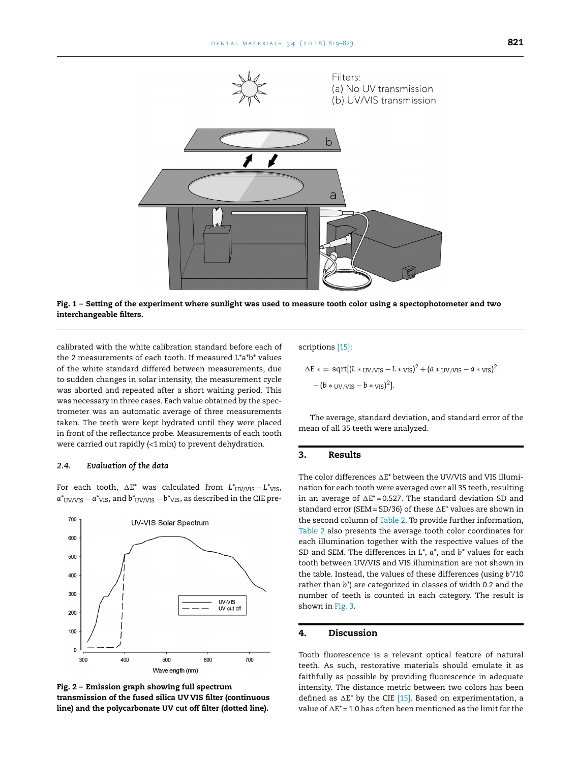Fig. 1 – Setting of the experiment where sunlight was used to measure tooth color using a spectophotometer and two interchangeable filters.

calibrated with the white calibration standard before each of the 2 measurements of each tooth. If measured L*a*b* values of the white standard differed between measurements, due to sudden changes in solar intensity, the measurement cycle was aborted and repeated after a short waiting period. This was necessary in three cases. Each value obtained by the spectrometer was an automatic average of three measurements taken. The teeth were kept hydrated until they were placed in front of the reflectance probe. Measurements of each tooth were carried out rapidly (<1 min) to prevent dehydration.

### 2.4. Evaluation of the data

For each tooth, $\Delta E^*$ was calculated from $L^*_{UV/VIS} - L^*_{VIS}$, $a^*_{UV/VIS} - a^*_{VIS}$, and $b^*_{UV/VIS} - b^*_{VIS}$, as described in the CIE prescriptions [15]:

$$\Delta E* = \text{sqrt}[(L*_{UV/VIS} - L*_{VIS})^2 + (a*_{UV/VIS} - a*_{VIS})^2 + (b*_{UV/VIS} - b*_{VIS})^2].$$

The average, standard deviation, and standard error of the mean of all 35 teeth were analyzed.

Fig. 2 – Emission graph showing full spectrum transmission of the fused silica UV VIS filter (continuous line) and the polycarbonate UV cut off filter (dotted line).

## 3. Results

The color differences $\Delta E^*$ between the UV/VIS and VIS illumination for each tooth were averaged over all 35 teeth, resulting in an average of $\Delta E^* = 0.527$. The standard deviation SD and standard error (SEM = SD/36) of these $\Delta E^*$ values are shown in the second column of Table 2. To provide further information, Table 2 also presents the average tooth color coordinates for each illumination together with the respective values of the SD and SEM. The differences in $L^*$, $a^*$, and $b^*$ values for each tooth between UV/VIS and VIS illumination are not shown in the table. Instead, the values of these differences (using $b^*/10$ rather than $b^*$) are categorized in classes of width 0.2 and the number of teeth is counted in each category. The result is shown in Fig. 3.

## 4. Discussion

Tooth fluorescence is a relevant optical feature of natural teeth. As such, restorative materials should emulate it as faithfully as possible by providing fluorescence in adequate intensity. The distance metric between two colors has been defined as $\Delta E^*$ by the CIE [15]. Based on experimentation, a value of $\Delta E^* = 1.0$ has often been mentioned as the limit for the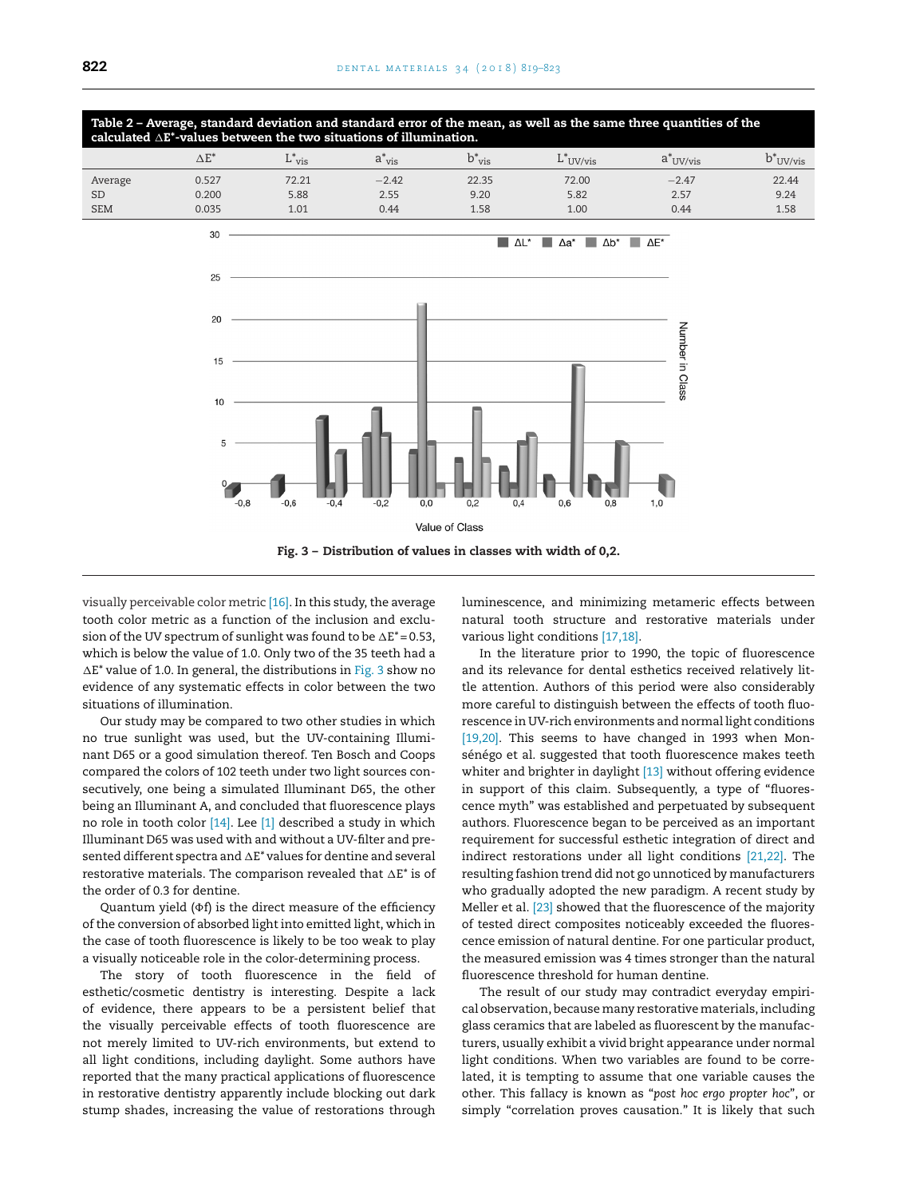**Table 2 – Average, standard deviation and standard error of the mean, as well as the same three quantities of the calculated $\Delta E^*$-values between the two situations of illumination.**

| | $\Delta E^*$ | $L^*_{vis}$ | $a^*_{vis}$ | $b^*_{vis}$ | $L^*_{UV/vis}$ | $a^*_{UV/vis}$ | $b^*_{UV/vis}$ |
|---|---|---|---|---|---|---|---|
| Average | 0.527 | 72.21 | −2.42 | 22.35 | 72.00 | −2.47 | 22.44 |
| SD | 0.200 | 5.88 | 2.55 | 9.20 | 5.82 | 2.57 | 9.24 |
| SEM | 0.035 | 1.01 | 0.44 | 1.58 | 1.00 | 0.44 | 1.58 |

**Fig. 3 – Distribution of values in classes with width of 0,2.**

visually perceivable color metric [16]. In this study, the average tooth color metric as a function of the inclusion and exclusion of the UV spectrum of sunlight was found to be $\Delta E^* = 0.53$, which is below the value of 1.0. Only two of the 35 teeth had a $\Delta E^*$ value of 1.0. In general, the distributions in Fig. 3 show no evidence of any systematic effects in color between the two situations of illumination.

Our study may be compared to two other studies in which no true sunlight was used, but the UV-containing Illuminant D65 or a good simulation thereof. Ten Bosch and Coops compared the colors of 102 teeth under two light sources consecutively, one being a simulated Illuminant D65, the other being an Illuminant A, and concluded that fluorescence plays no role in tooth color [14]. Lee [1] described a study in which Illuminant D65 was used with and without a UV-filter and presented different spectra and $\Delta E^*$ values for dentine and several restorative materials. The comparison revealed that $\Delta E^*$ is of the order of 0.3 for dentine.

Quantum yield ($\Phi f$) is the direct measure of the efficiency of the conversion of absorbed light into emitted light, which in the case of tooth fluorescence is likely to be too weak to play a visually noticeable role in the color-determining process.

The story of tooth fluorescence in the field of esthetic/cosmetic dentistry is interesting. Despite a lack of evidence, there appears to be a persistent belief that the visually perceivable effects of tooth fluorescence are not merely limited to UV-rich environments, but extend to all light conditions, including daylight. Some authors have reported that the many practical applications of fluorescence in restorative dentistry apparently include blocking out dark stump shades, increasing the value of restorations through luminescence, and minimizing metameric effects between natural tooth structure and restorative materials under various light conditions [17,18].

In the literature prior to 1990, the topic of fluorescence and its relevance for dental esthetics received relatively little attention. Authors of this period were also considerably more careful to distinguish between the effects of tooth fluorescence in UV-rich environments and normal light conditions [19,20]. This seems to have changed in 1993 when Monsénégo et al. suggested that tooth fluorescence makes teeth whiter and brighter in daylight [13] without offering evidence in support of this claim. Subsequently, a type of "fluorescence myth" was established and perpetuated by subsequent authors. Fluorescence began to be perceived as an important requirement for successful esthetic integration of direct and indirect restorations under all light conditions [21,22]. The resulting fashion trend did not go unnoticed by manufacturers who gradually adopted the new paradigm. A recent study by Meller et al. [23] showed that the fluorescence of the majority of tested direct composites noticeably exceeded the fluorescence emission of natural dentine. For one particular product, the measured emission was 4 times stronger than the natural fluorescence threshold for human dentine.

The result of our study may contradict everyday empirical observation, because many restorative materials, including glass ceramics that are labeled as fluorescent by the manufacturers, usually exhibit a vivid bright appearance under normal light conditions. When two variables are found to be correlated, it is tempting to assume that one variable causes the other. This fallacy is known as "*post hoc ergo propter hoc*", or simply "correlation proves causation." It is likely that such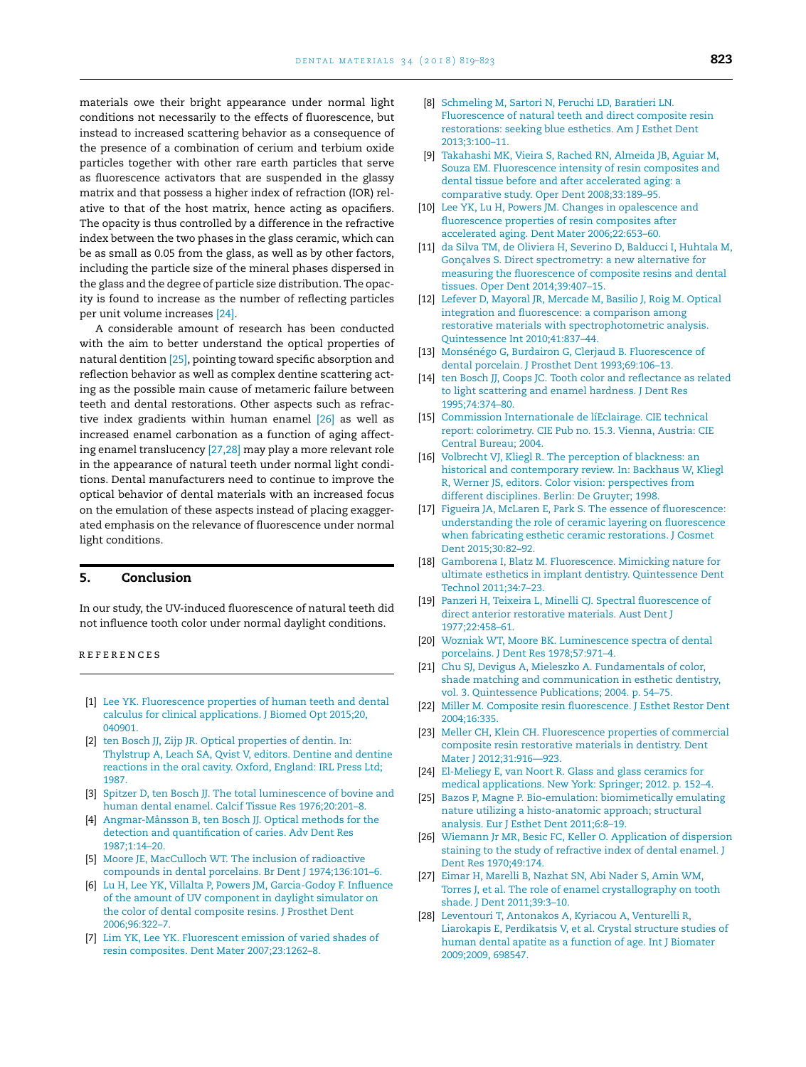materials owe their bright appearance under normal light conditions not necessarily to the effects of fluorescence, but instead to increased scattering behavior as a consequence of the presence of a combination of cerium and terbium oxide particles together with other rare earth particles that serve as fluorescence activators that are suspended in the glassy matrix and that possess a higher index of refraction (IOR) relative to that of the host matrix, hence acting as opacifiers. The opacity is thus controlled by a difference in the refractive index between the two phases in the glass ceramic, which can be as small as 0.05 from the glass, as well as by other factors, including the particle size of the mineral phases dispersed in the glass and the degree of particle size distribution. The opacity is found to increase as the number of reflecting particles per unit volume increases [24].

A considerable amount of research has been conducted with the aim to better understand the optical properties of natural dentition [25], pointing toward specific absorption and reflection behavior as well as complex dentine scattering acting as the possible main cause of metameric failure between teeth and dental restorations. Other aspects such as refractive index gradients within human enamel [26] as well as increased enamel carbonation as a function of aging affecting enamel translucency [27,28] may play a more relevant role in the appearance of natural teeth under normal light conditions. Dental manufacturers need to continue to improve the optical behavior of dental materials with an increased focus on the emulation of these aspects instead of placing exaggerated emphasis on the relevance of fluorescence under normal light conditions.

## 5. Conclusion

In our study, the UV-induced fluorescence of natural teeth did not influence tooth color under normal daylight conditions.

## REFERENCES

[1] Lee YK. Fluorescence properties of human teeth and dental calculus for clinical applications. J Biomed Opt 2015;20, 040901.

[2] ten Bosch JJ, Zijp JR. Optical properties of dentin. In: Thylstrup A, Leach SA, Qvist V, editors. Dentine and dentine reactions in the oral cavity. Oxford, England: IRL Press Ltd; 1987.

[3] Spitzer D, ten Bosch JJ. The total luminescence of bovine and human dental enamel. Calcif Tissue Res 1976;20:201–8.

[4] Angmar-Månsson B, ten Bosch JJ. Optical methods for the detection and quantification of caries. Adv Dent Res 1987;1:14–20.

[5] Moore JE, MacCulloch WT. The inclusion of radioactive compounds in dental porcelains. Br Dent J 1974;136:101–6.

[6] Lu H, Lee YK, Villalta P, Powers JM, Garcia-Godoy F. Influence of the amount of UV component in daylight simulator on the color of dental composite resins. J Prosthet Dent 2006;96:322–7.

[7] Lim YK, Lee YK. Fluorescent emission of varied shades of resin composites. Dent Mater 2007;23:1262–8.

[8] Schmeling M, Sartori N, Peruchi LD, Baratieri LN. Fluorescence of natural teeth and direct composite resin restorations: seeking blue esthetics. Am J Esthet Dent 2013;3:100–11.

[9] Takahashi MK, Vieira S, Rached RN, Almeida JB, Aguiar M, Souza EM. Fluorescence intensity of resin composites and dental tissue before and after accelerated aging: a comparative study. Oper Dent 2008;33:189–95.

[10] Lee YK, Lu H, Powers JM. Changes in opalescence and fluorescence properties of resin composites after accelerated aging. Dent Mater 2006;22:653–60.

[11] da Silva TM, de Oliviera H, Severino D, Balducci I, Huhtala M, Gonçalves S. Direct spectrometry: a new alternative for measuring the fluorescence of composite resins and dental tissues. Oper Dent 2014;39:407–15.

[12] Lefever D, Mayoral JR, Mercade M, Basilio J, Roig M. Optical integration and fluorescence: a comparison among restorative materials with spectrophotometric analysis. Quintessence Int 2010;41:837–44.

[13] Monsénégo G, Burdairon G, Clerjaud B. Fluorescence of dental porcelain. J Prosthet Dent 1993;69:106–13.

[14] ten Bosch JJ, Coops JC. Tooth color and reflectance as related to light scattering and enamel hardness. J Dent Res 1995;74:374–80.

[15] Commission Internationale de líEclairage. CIE technical report: colorimetry. CIE Pub no. 15.3. Vienna, Austria: CIE Central Bureau; 2004.

[16] Volbrecht VJ, Kliegl R. The perception of blackness: an historical and contemporary review. In: Backhaus W, Kliegl R, Werner JS, editors. Color vision: perspectives from different disciplines. Berlin: De Gruyter; 1998.

[17] Figueira JA, McLaren E, Park S. The essence of fluorescence: understanding the role of ceramic layering on fluorescence when fabricating esthetic ceramic restorations. J Cosmet Dent 2015;30:82–92.

[18] Gamborena I, Blatz M. Fluorescence. Mimicking nature for ultimate esthetics in implant dentistry. Quintessence Dent Technol 2011;34:7–23.

[19] Panzeri H, Teixeira L, Minelli CJ. Spectral fluorescence of direct anterior restorative materials. Aust Dent J 1977;22:458–61.

[20] Wozniak WT, Moore BK. Luminescence spectra of dental porcelains. J Dent Res 1978;57:971–4.

[21] Chu SJ, Devigus A, Mieleszko A. Fundamentals of color, shade matching and communication in esthetic dentistry, vol. 3. Quintessence Publications; 2004. p. 54–75.

[22] Miller M. Composite resin fluorescence. J Esthet Restor Dent 2004;16:335.

[23] Meller CH, Klein CH. Fluorescence properties of commercial composite resin restorative materials in dentistry. Dent Mater J 2012;31:916—923.

[24] El-Meliegy E, van Noort R. Glass and glass ceramics for medical applications. New York: Springer; 2012. p. 152–4.

[25] Bazos P, Magne P. Bio-emulation: biomimetically emulating nature utilizing a histo-anatomic approach; structural analysis. Eur J Esthet Dent 2011;6:8–19.

[26] Wiemann Jr MR, Besic FC, Keller O. Application of dispersion staining to the study of refractive index of dental enamel. J Dent Res 1970;49:174.

[27] Eimar H, Marelli B, Nazhat SN, Abi Nader S, Amin WM, Torres J, et al. The role of enamel crystallography on tooth shade. J Dent 2011;39:3–10.

[28] Leventouri T, Antonakos A, Kyriacou A, Venturelli R, Liarokapis E, Perdikatsis V, et al. Crystal structure studies of human dental apatite as a function of age. Int J Biomater 2009;2009, 698547.